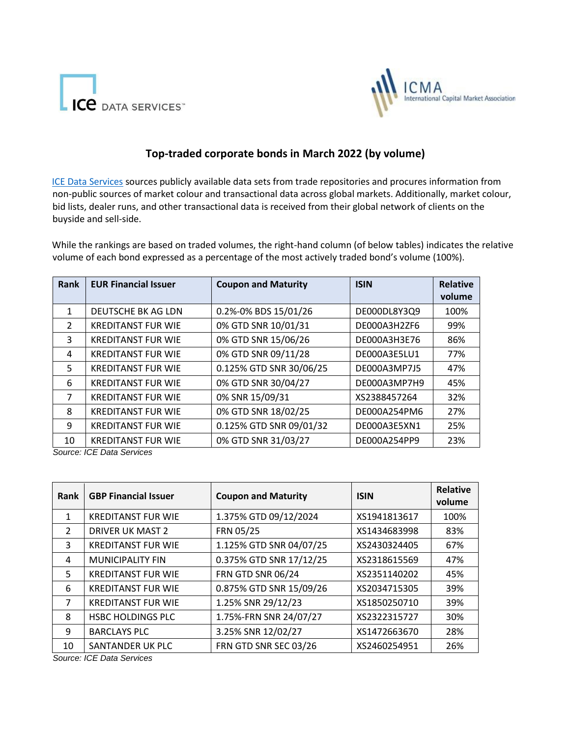# Top-traded corporate bonds in March 2022 (by volume)

[ICE Data Services](ICE Data Services) sources publicly available data sets from trade repositories and procures information from non-public sources of market colour and transactional data across global markets. Additionally, market colour, bid lists, dealer runs, and other transactional data is received from their global network of clients on the buyside and sell-side.

While the rankings are based on traded volumes, the right-hand column (of below tables) indicates the relative volume of each bond expressed as a percentage of the most actively traded bond's volume (100%).

| Rank | EUR Financial Issuer | Coupon and Maturity | ISIN | Relative volume |
|---|---|---|---|---|
| 1 | DEUTSCHE BK AG LDN | 0.2%-0% BDS 15/01/26 | DE000DL8Y3Q9 | 100% |
| 2 | KREDITANST FUR WIE | 0% GTD SNR 10/01/31 | DE000A3H2ZF6 | 99% |
| 3 | KREDITANST FUR WIE | 0% GTD SNR 15/06/26 | DE000A3H3E76 | 86% |
| 4 | KREDITANST FUR WIE | 0% GTD SNR 09/11/28 | DE000A3E5LU1 | 77% |
| 5 | KREDITANST FUR WIE | 0.125% GTD SNR 30/06/25 | DE000A3MP7J5 | 47% |
| 6 | KREDITANST FUR WIE | 0% GTD SNR 30/04/27 | DE000A3MP7H9 | 45% |
| 7 | KREDITANST FUR WIE | 0% SNR 15/09/31 | XS2388457264 | 32% |
| 8 | KREDITANST FUR WIE | 0% GTD SNR 18/02/25 | DE000A254PM6 | 27% |
| 9 | KREDITANST FUR WIE | 0.125% GTD SNR 09/01/32 | DE000A3E5XN1 | 25% |
| 10 | KREDITANST FUR WIE | 0% GTD SNR 31/03/27 | DE000A254PP9 | 23% |

*Source: ICE Data Services*

| Rank | GBP Financial Issuer | Coupon and Maturity | ISIN | Relative volume |
|---|---|---|---|---|
| 1 | KREDITANST FUR WIE | 1.375% GTD 09/12/2024 | XS1941813617 | 100% |
| 2 | DRIVER UK MAST 2 | FRN 05/25 | XS1434683998 | 83% |
| 3 | KREDITANST FUR WIE | 1.125% GTD SNR 04/07/25 | XS2430324405 | 67% |
| 4 | MUNICIPALITY FIN | 0.375% GTD SNR 17/12/25 | XS2318615569 | 47% |
| 5 | KREDITANST FUR WIE | FRN GTD SNR 06/24 | XS2351140202 | 45% |
| 6 | KREDITANST FUR WIE | 0.875% GTD SNR 15/09/26 | XS2034715305 | 39% |
| 7 | KREDITANST FUR WIE | 1.25% SNR 29/12/23 | XS1850250710 | 39% |
| 8 | HSBC HOLDINGS PLC | 1.75%-FRN SNR 24/07/27 | XS2322315727 | 30% |
| 9 | BARCLAYS PLC | 3.25% SNR 12/02/27 | XS1472663670 | 28% |
| 10 | SANTANDER UK PLC | FRN GTD SNR SEC 03/26 | XS2460254951 | 26% |

*Source: ICE Data Services*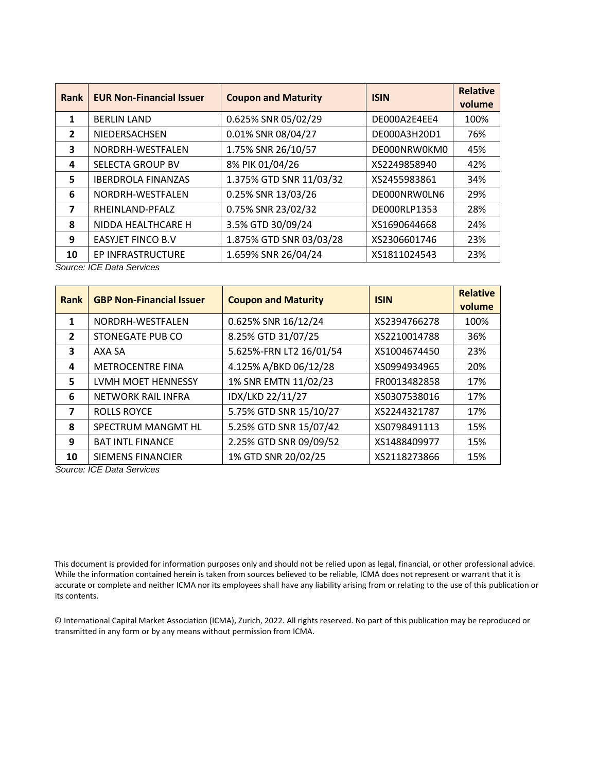| Rank | EUR Non-Financial Issuer | Coupon and Maturity | ISIN | Relative volume |
|---|---|---|---|---|
| 1 | BERLIN LAND | 0.625% SNR 05/02/29 | DE000A2E4EE4 | 100% |
| 2 | NIEDERSACHSEN | 0.01% SNR 08/04/27 | DE000A3H20D1 | 76% |
| 3 | NORDRH-WESTFALEN | 1.75% SNR 26/10/57 | DE000NRW0KM0 | 45% |
| 4 | SELECTA GROUP BV | 8% PIK 01/04/26 | XS2249858940 | 42% |
| 5 | IBERDROLA FINANZAS | 1.375% GTD SNR 11/03/32 | XS2455983861 | 34% |
| 6 | NORDRH-WESTFALEN | 0.25% SNR 13/03/26 | DE000NRW0LN6 | 29% |
| 7 | RHEINLAND-PFALZ | 0.75% SNR 23/02/32 | DE000RLP1353 | 28% |
| 8 | NIDDA HEALTHCARE H | 3.5% GTD 30/09/24 | XS1690644668 | 24% |
| 9 | EASYJET FINCO B.V | 1.875% GTD SNR 03/03/28 | XS2306601746 | 23% |
| 10 | EP INFRASTRUCTURE | 1.659% SNR 26/04/24 | XS1811024543 | 23% |

*Source: ICE Data Services*

| Rank | GBP Non-Financial Issuer | Coupon and Maturity | ISIN | Relative volume |
|---|---|---|---|---|
| 1 | NORDRH-WESTFALEN | 0.625% SNR 16/12/24 | XS2394766278 | 100% |
| 2 | STONEGATE PUB CO | 8.25% GTD 31/07/25 | XS2210014788 | 36% |
| 3 | AXA SA | 5.625%-FRN LT2 16/01/54 | XS1004674450 | 23% |
| 4 | METROCENTRE FINA | 4.125% A/BKD 06/12/28 | XS0994934965 | 20% |
| 5 | LVMH MOET HENNESSY | 1% SNR EMTN 11/02/23 | FR0013482858 | 17% |
| 6 | NETWORK RAIL INFRA | IDX/LKD 22/11/27 | XS0307538016 | 17% |
| 7 | ROLLS ROYCE | 5.75% GTD SNR 15/10/27 | XS2244321787 | 17% |
| 8 | SPECTRUM MANGMT HL | 5.25% GTD SNR 15/07/42 | XS0798491113 | 15% |
| 9 | BAT INTL FINANCE | 2.25% GTD SNR 09/09/52 | XS1488409977 | 15% |
| 10 | SIEMENS FINANCIER | 1% GTD SNR 20/02/25 | XS2118273866 | 15% |

*Source: ICE Data Services*

This document is provided for information purposes only and should not be relied upon as legal, financial, or other professional advice. While the information contained herein is taken from sources believed to be reliable, ICMA does not represent or warrant that it is accurate or complete and neither ICMA nor its employees shall have any liability arising from or relating to the use of this publication or its contents.

© International Capital Market Association (ICMA), Zurich, 2022. All rights reserved. No part of this publication may be reproduced or transmitted in any form or by any means without permission from ICMA.